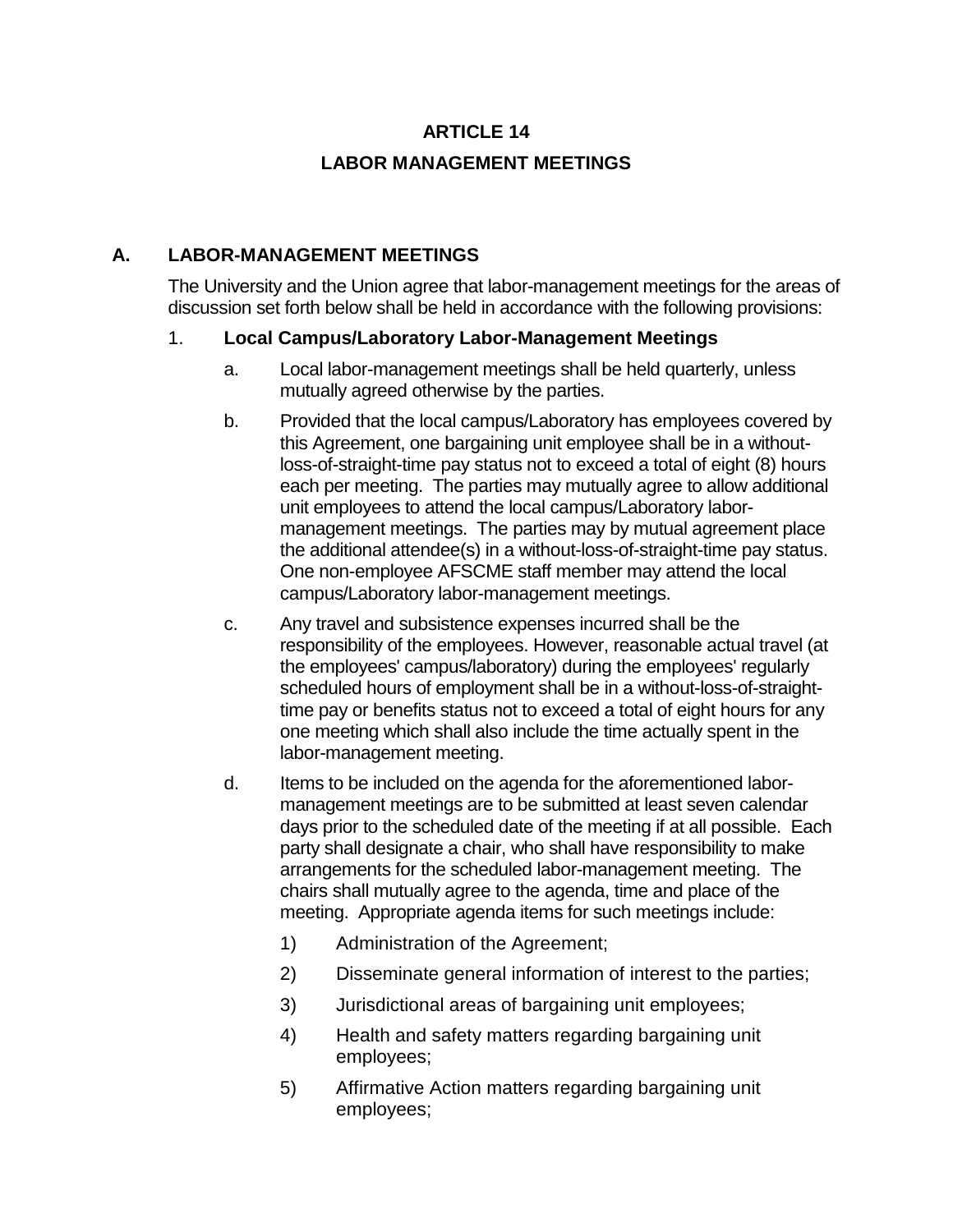# ARTICLE 14

## LABOR MANAGEMENT MEETINGS

### A. LABOR-MANAGEMENT MEETINGS

The University and the Union agree that labor-management meetings for the areas of discussion set forth below shall be held in accordance with the following provisions:

1. **Local Campus/Laboratory Labor-Management Meetings**

   a. Local labor-management meetings shall be held quarterly, unless mutually agreed otherwise by the parties.

   b. Provided that the local campus/Laboratory has employees covered by this Agreement, one bargaining unit employee shall be in a without-loss-of-straight-time pay status not to exceed a total of eight (8) hours each per meeting. The parties may mutually agree to allow additional unit employees to attend the local campus/Laboratory labor-management meetings. The parties may by mutual agreement place the additional attendee(s) in a without-loss-of-straight-time pay status. One non-employee AFSCME staff member may attend the local campus/Laboratory labor-management meetings.

   c. Any travel and subsistence expenses incurred shall be the responsibility of the employees. However, reasonable actual travel (at the employees' campus/laboratory) during the employees' regularly scheduled hours of employment shall be in a without-loss-of-straight-time pay or benefits status not to exceed a total of eight hours for any one meeting which shall also include the time actually spent in the labor-management meeting.

   d. Items to be included on the agenda for the aforementioned labor-management meetings are to be submitted at least seven calendar days prior to the scheduled date of the meeting if at all possible. Each party shall designate a chair, who shall have responsibility to make arrangements for the scheduled labor-management meeting. The chairs shall mutually agree to the agenda, time and place of the meeting. Appropriate agenda items for such meetings include:

      1) Administration of the Agreement;

      2) Disseminate general information of interest to the parties;

      3) Jurisdictional areas of bargaining unit employees;

      4) Health and safety matters regarding bargaining unit employees;

      5) Affirmative Action matters regarding bargaining unit employees;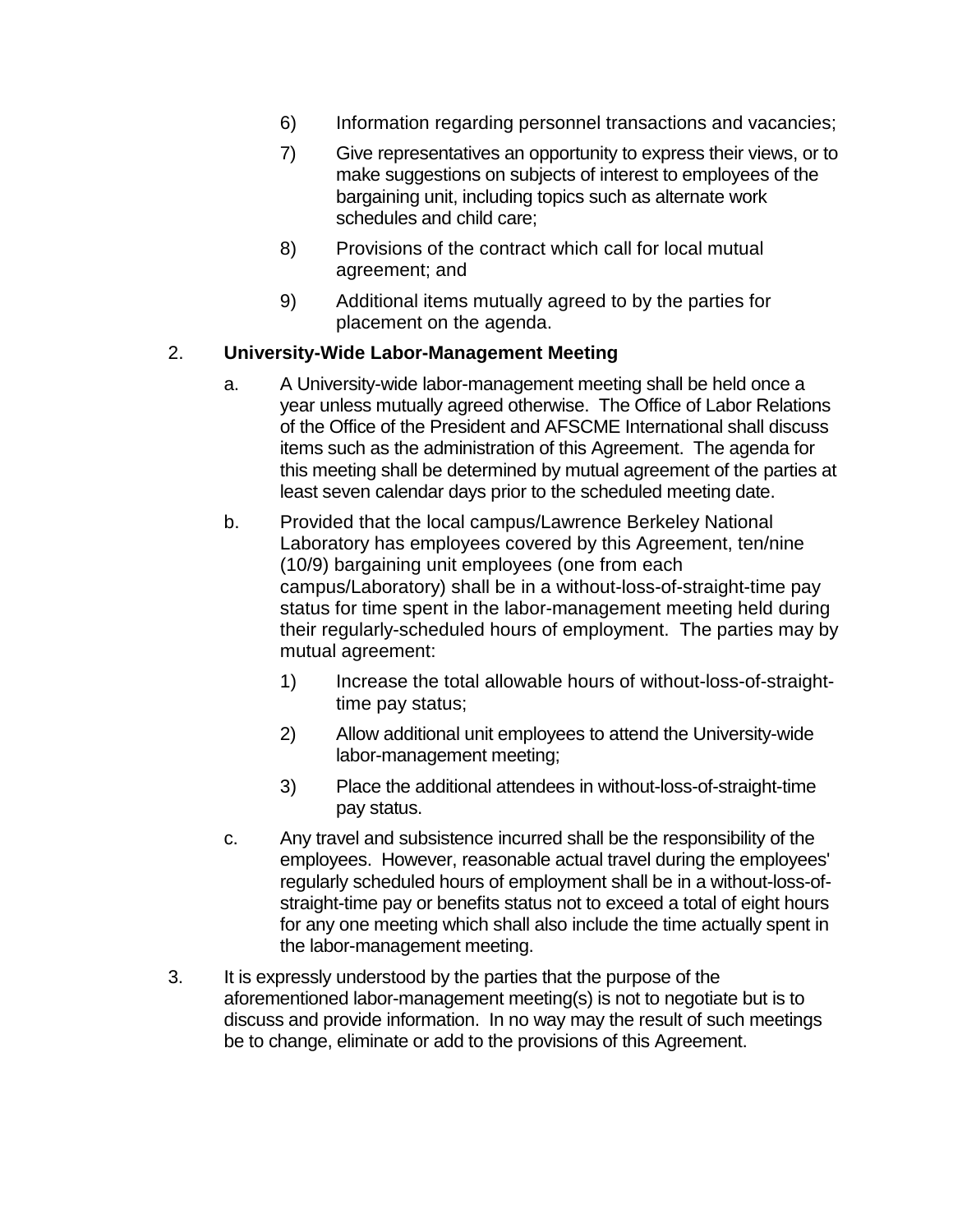6) Information regarding personnel transactions and vacancies;

7) Give representatives an opportunity to express their views, or to make suggestions on subjects of interest to employees of the bargaining unit, including topics such as alternate work schedules and child care;

8) Provisions of the contract which call for local mutual agreement; and

9) Additional items mutually agreed to by the parties for placement on the agenda.

2. **University-Wide Labor-Management Meeting**

   a. A University-wide labor-management meeting shall be held once a year unless mutually agreed otherwise. The Office of Labor Relations of the Office of the President and AFSCME International shall discuss items such as the administration of this Agreement. The agenda for this meeting shall be determined by mutual agreement of the parties at least seven calendar days prior to the scheduled meeting date.

   b. Provided that the local campus/Lawrence Berkeley National Laboratory has employees covered by this Agreement, ten/nine (10/9) bargaining unit employees (one from each campus/Laboratory) shall be in a without-loss-of-straight-time pay status for time spent in the labor-management meeting held during their regularly-scheduled hours of employment. The parties may by mutual agreement:

      1) Increase the total allowable hours of without-loss-of-straight-time pay status;

      2) Allow additional unit employees to attend the University-wide labor-management meeting;

      3) Place the additional attendees in without-loss-of-straight-time pay status.

   c. Any travel and subsistence incurred shall be the responsibility of the employees. However, reasonable actual travel during the employees' regularly scheduled hours of employment shall be in a without-loss-of-straight-time pay or benefits status not to exceed a total of eight hours for any one meeting which shall also include the time actually spent in the labor-management meeting.

3. It is expressly understood by the parties that the purpose of the aforementioned labor-management meeting(s) is not to negotiate but is to discuss and provide information. In no way may the result of such meetings be to change, eliminate or add to the provisions of this Agreement.